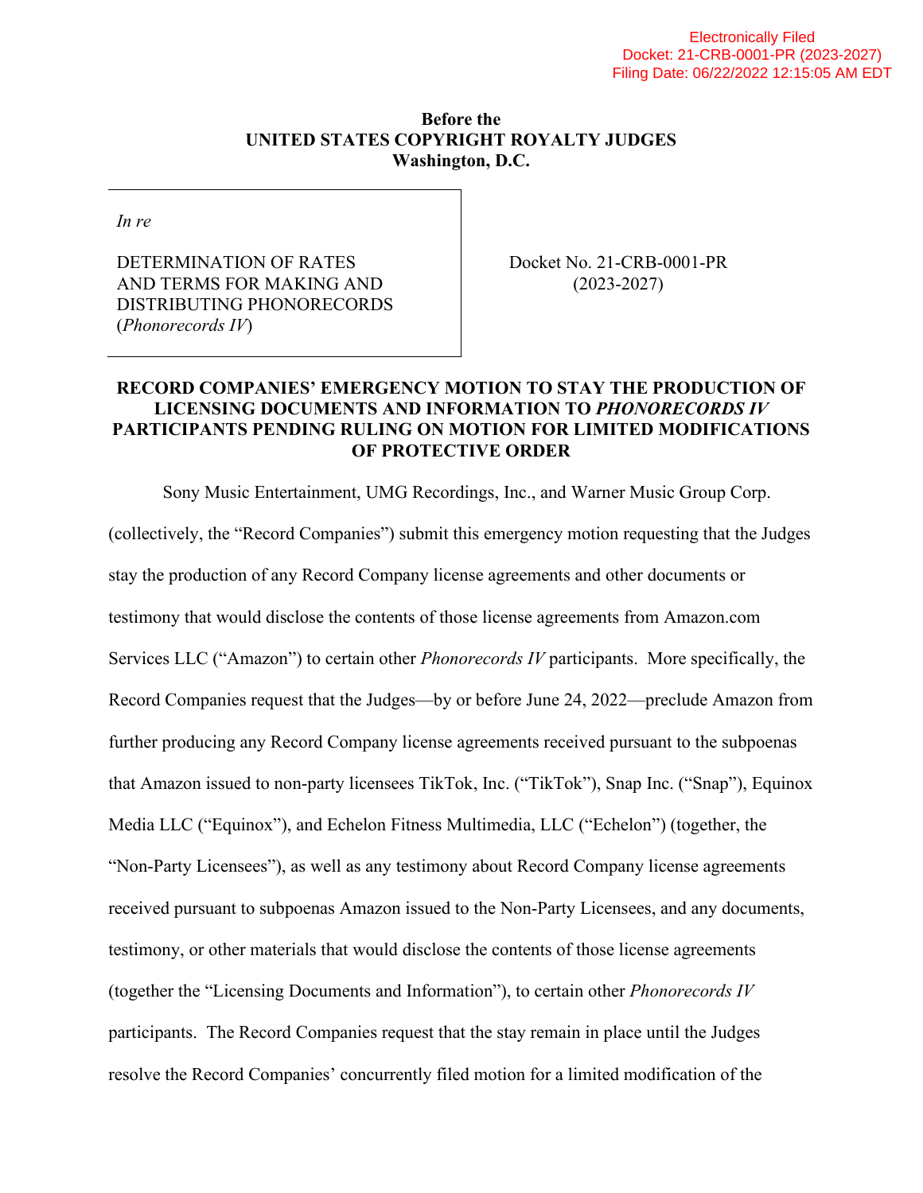Electronically Filed
Docket: 21-CRB-0001-PR (2023-2027)
Filing Date: 06/22/2022 12:15:05 AM EDT

**Before the**
**UNITED STATES COPYRIGHT ROYALTY JUDGES**
**Washington, D.C.**

| | |
|---|---|
| *In re*<br><br>DETERMINATION OF RATES AND TERMS FOR MAKING AND DISTRIBUTING PHONORECORDS (*Phonorecords IV*) | Docket No. 21-CRB-0001-PR (2023-2027) |

**RECORD COMPANIES' EMERGENCY MOTION TO STAY THE PRODUCTION OF LICENSING DOCUMENTS AND INFORMATION TO *PHONORECORDS IV* PARTICIPANTS PENDING RULING ON MOTION FOR LIMITED MODIFICATIONS OF PROTECTIVE ORDER**

Sony Music Entertainment, UMG Recordings, Inc., and Warner Music Group Corp. (collectively, the "Record Companies") submit this emergency motion requesting that the Judges stay the production of any Record Company license agreements and other documents or testimony that would disclose the contents of those license agreements from Amazon.com Services LLC ("Amazon") to certain other *Phonorecords IV* participants. More specifically, the Record Companies request that the Judges—by or before June 24, 2022—preclude Amazon from further producing any Record Company license agreements received pursuant to the subpoenas that Amazon issued to non-party licensees TikTok, Inc. ("TikTok"), Snap Inc. ("Snap"), Equinox Media LLC ("Equinox"), and Echelon Fitness Multimedia, LLC ("Echelon") (together, the "Non-Party Licensees"), as well as any testimony about Record Company license agreements received pursuant to subpoenas Amazon issued to the Non-Party Licensees, and any documents, testimony, or other materials that would disclose the contents of those license agreements (together the "Licensing Documents and Information"), to certain other *Phonorecords IV* participants. The Record Companies request that the stay remain in place until the Judges resolve the Record Companies' concurrently filed motion for a limited modification of the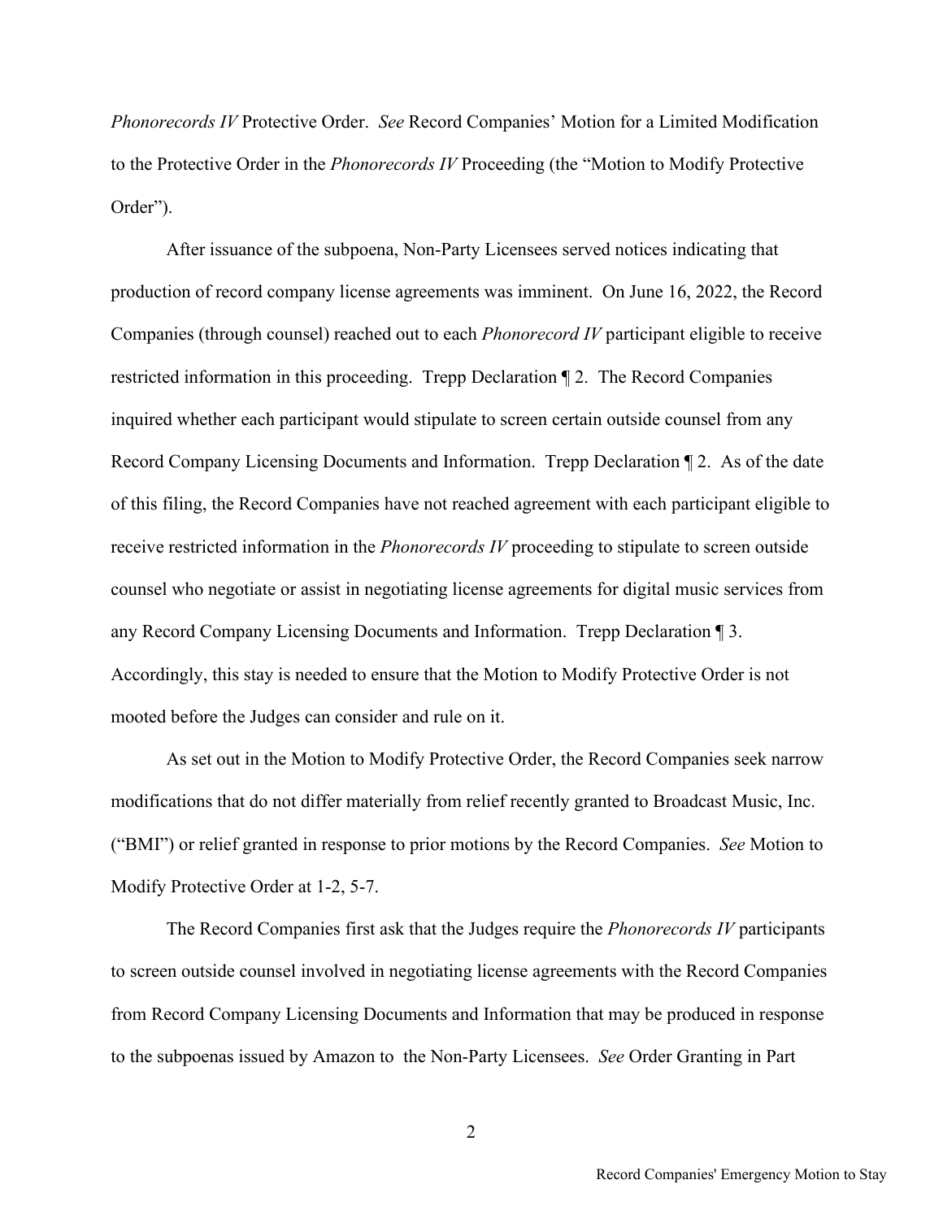*Phonorecords IV* Protective Order. *See* Record Companies' Motion for a Limited Modification to the Protective Order in the *Phonorecords IV* Proceeding (the "Motion to Modify Protective Order").

After issuance of the subpoena, Non-Party Licensees served notices indicating that production of record company license agreements was imminent. On June 16, 2022, the Record Companies (through counsel) reached out to each *Phonorecord IV* participant eligible to receive restricted information in this proceeding. Trepp Declaration ¶ 2. The Record Companies inquired whether each participant would stipulate to screen certain outside counsel from any Record Company Licensing Documents and Information. Trepp Declaration ¶ 2. As of the date of this filing, the Record Companies have not reached agreement with each participant eligible to receive restricted information in the *Phonorecords IV* proceeding to stipulate to screen outside counsel who negotiate or assist in negotiating license agreements for digital music services from any Record Company Licensing Documents and Information. Trepp Declaration ¶ 3. Accordingly, this stay is needed to ensure that the Motion to Modify Protective Order is not mooted before the Judges can consider and rule on it.

As set out in the Motion to Modify Protective Order, the Record Companies seek narrow modifications that do not differ materially from relief recently granted to Broadcast Music, Inc. ("BMI") or relief granted in response to prior motions by the Record Companies. *See* Motion to Modify Protective Order at 1-2, 5-7.

The Record Companies first ask that the Judges require the *Phonorecords IV* participants to screen outside counsel involved in negotiating license agreements with the Record Companies from Record Company Licensing Documents and Information that may be produced in response to the subpoenas issued by Amazon to the Non-Party Licensees. *See* Order Granting in Part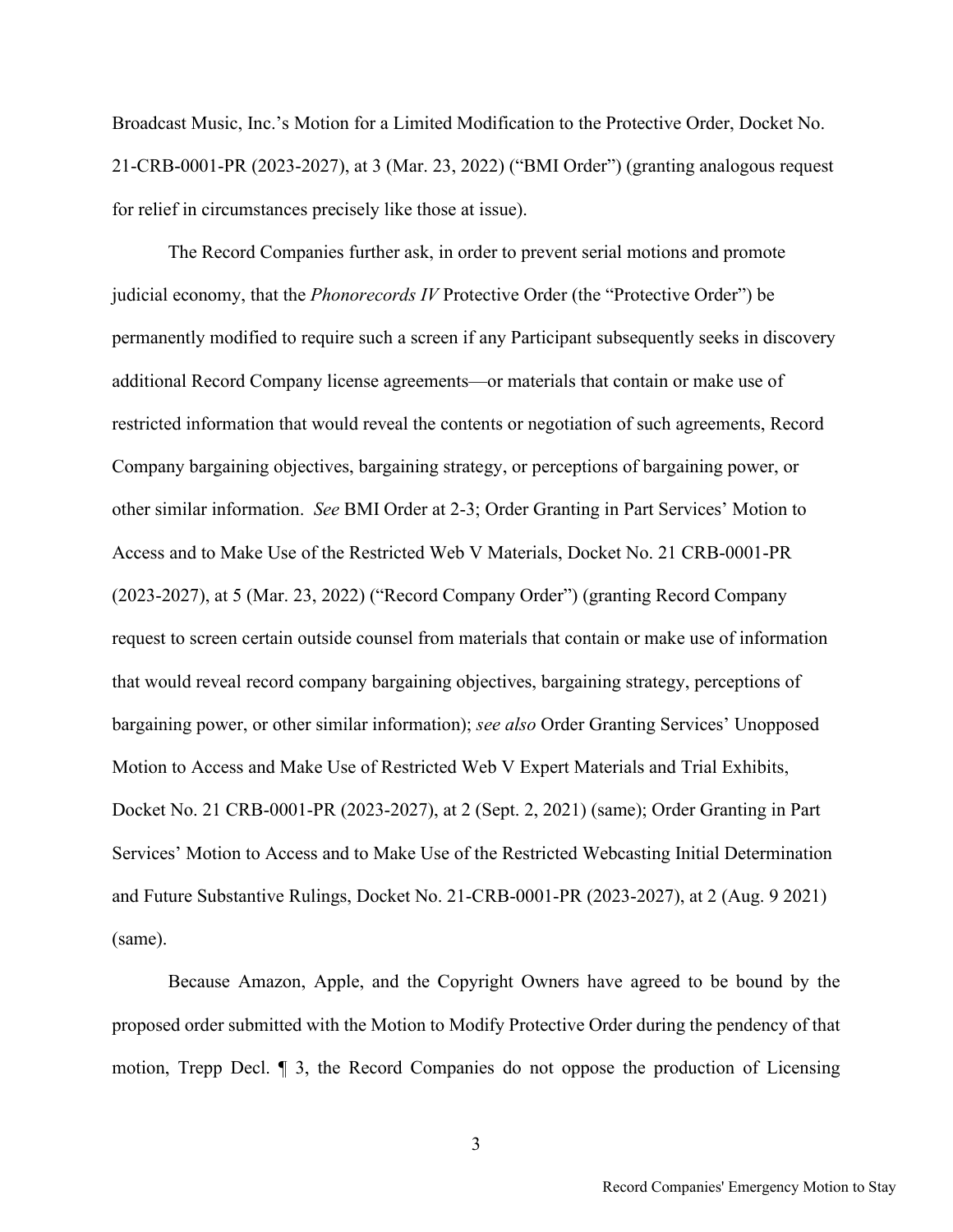Broadcast Music, Inc.'s Motion for a Limited Modification to the Protective Order, Docket No. 21-CRB-0001-PR (2023-2027), at 3 (Mar. 23, 2022) ("BMI Order") (granting analogous request for relief in circumstances precisely like those at issue).

The Record Companies further ask, in order to prevent serial motions and promote judicial economy, that the *Phonorecords IV* Protective Order (the "Protective Order") be permanently modified to require such a screen if any Participant subsequently seeks in discovery additional Record Company license agreements—or materials that contain or make use of restricted information that would reveal the contents or negotiation of such agreements, Record Company bargaining objectives, bargaining strategy, or perceptions of bargaining power, or other similar information. *See* BMI Order at 2-3; Order Granting in Part Services' Motion to Access and to Make Use of the Restricted Web V Materials, Docket No. 21 CRB-0001-PR (2023-2027), at 5 (Mar. 23, 2022) ("Record Company Order") (granting Record Company request to screen certain outside counsel from materials that contain or make use of information that would reveal record company bargaining objectives, bargaining strategy, perceptions of bargaining power, or other similar information); *see also* Order Granting Services' Unopposed Motion to Access and Make Use of Restricted Web V Expert Materials and Trial Exhibits, Docket No. 21 CRB-0001-PR (2023-2027), at 2 (Sept. 2, 2021) (same); Order Granting in Part Services' Motion to Access and to Make Use of the Restricted Webcasting Initial Determination and Future Substantive Rulings, Docket No. 21-CRB-0001-PR (2023-2027), at 2 (Aug. 9 2021) (same).

Because Amazon, Apple, and the Copyright Owners have agreed to be bound by the proposed order submitted with the Motion to Modify Protective Order during the pendency of that motion, Trepp Decl. ¶ 3, the Record Companies do not oppose the production of Licensing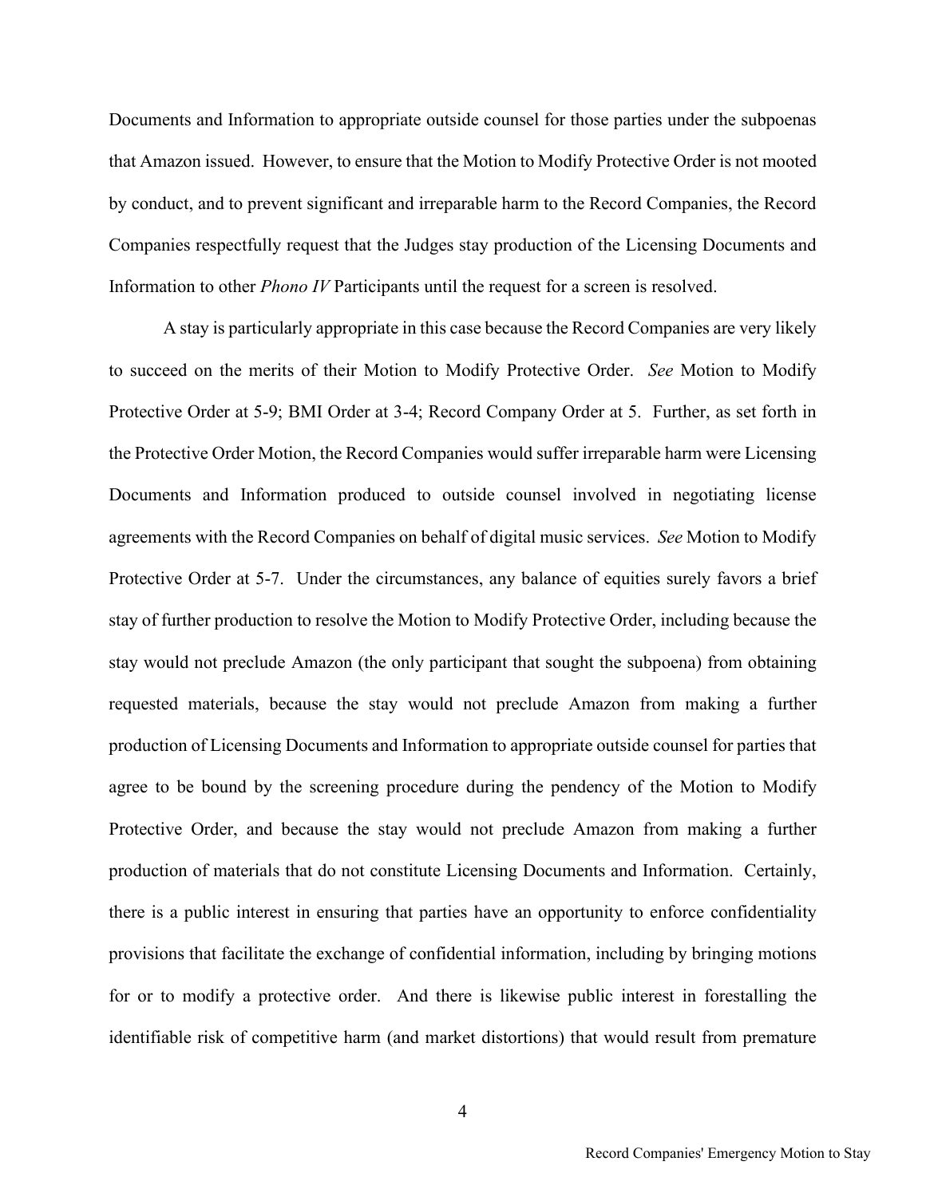Documents and Information to appropriate outside counsel for those parties under the subpoenas that Amazon issued. However, to ensure that the Motion to Modify Protective Order is not mooted by conduct, and to prevent significant and irreparable harm to the Record Companies, the Record Companies respectfully request that the Judges stay production of the Licensing Documents and Information to other *Phono IV* Participants until the request for a screen is resolved.

A stay is particularly appropriate in this case because the Record Companies are very likely to succeed on the merits of their Motion to Modify Protective Order. *See* Motion to Modify Protective Order at 5-9; BMI Order at 3-4; Record Company Order at 5. Further, as set forth in the Protective Order Motion, the Record Companies would suffer irreparable harm were Licensing Documents and Information produced to outside counsel involved in negotiating license agreements with the Record Companies on behalf of digital music services. *See* Motion to Modify Protective Order at 5-7. Under the circumstances, any balance of equities surely favors a brief stay of further production to resolve the Motion to Modify Protective Order, including because the stay would not preclude Amazon (the only participant that sought the subpoena) from obtaining requested materials, because the stay would not preclude Amazon from making a further production of Licensing Documents and Information to appropriate outside counsel for parties that agree to be bound by the screening procedure during the pendency of the Motion to Modify Protective Order, and because the stay would not preclude Amazon from making a further production of materials that do not constitute Licensing Documents and Information. Certainly, there is a public interest in ensuring that parties have an opportunity to enforce confidentiality provisions that facilitate the exchange of confidential information, including by bringing motions for or to modify a protective order. And there is likewise public interest in forestalling the identifiable risk of competitive harm (and market distortions) that would result from premature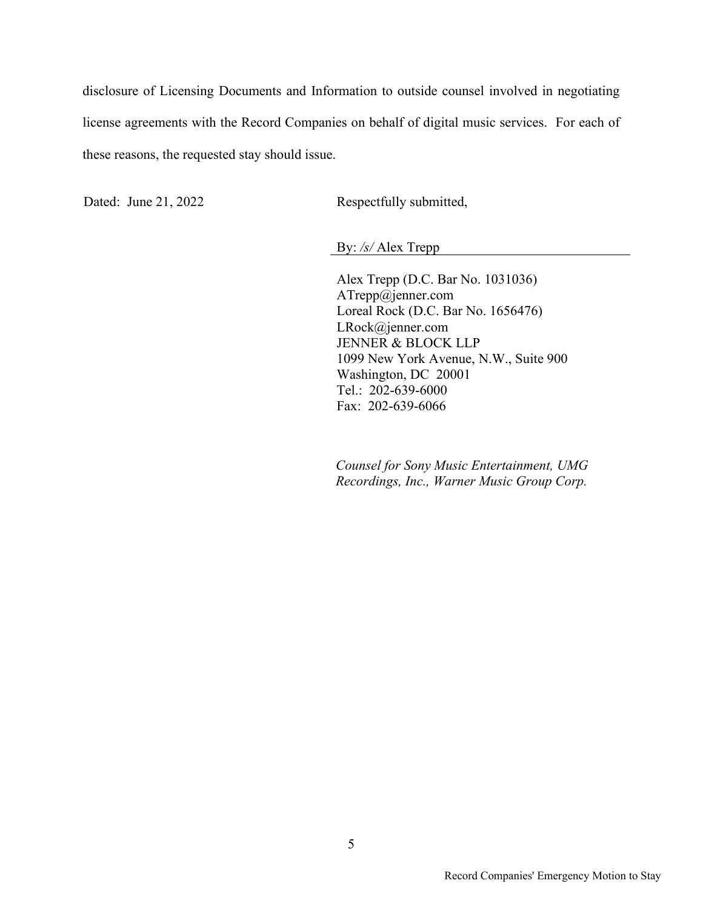disclosure of Licensing Documents and Information to outside counsel involved in negotiating license agreements with the Record Companies on behalf of digital music services. For each of these reasons, the requested stay should issue.

Dated: June 21, 2022

Respectfully submitted,

By: */s/* Alex Trepp

Alex Trepp (D.C. Bar No. 1031036)
ATrepp@jenner.com
Loreal Rock (D.C. Bar No. 1656476)
LRock@jenner.com
JENNER & BLOCK LLP
1099 New York Avenue, N.W., Suite 900
Washington, DC 20001
Tel.: 202-639-6000
Fax: 202-639-6066

*Counsel for Sony Music Entertainment, UMG Recordings, Inc., Warner Music Group Corp.*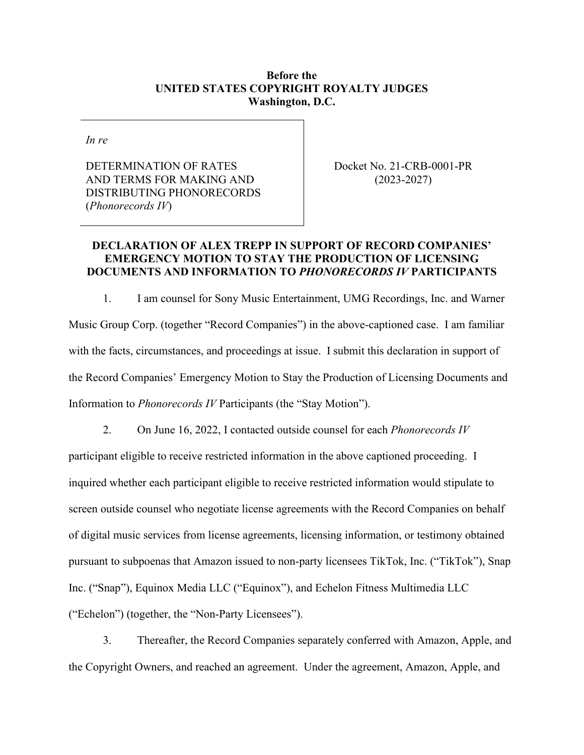**Before the**
**UNITED STATES COPYRIGHT ROYALTY JUDGES**
**Washington, D.C.**

| *In re*<br><br>DETERMINATION OF RATES AND TERMS FOR MAKING AND DISTRIBUTING PHONORECORDS (*Phonorecords IV*) | Docket No. 21-CRB-0001-PR (2023-2027) |
|---|---|

**DECLARATION OF ALEX TREPP IN SUPPORT OF RECORD COMPANIES' EMERGENCY MOTION TO STAY THE PRODUCTION OF LICENSING DOCUMENTS AND INFORMATION TO *PHONORECORDS IV* PARTICIPANTS**

1. I am counsel for Sony Music Entertainment, UMG Recordings, Inc. and Warner Music Group Corp. (together "Record Companies") in the above-captioned case. I am familiar with the facts, circumstances, and proceedings at issue. I submit this declaration in support of the Record Companies' Emergency Motion to Stay the Production of Licensing Documents and Information to *Phonorecords IV* Participants (the "Stay Motion").

2. On June 16, 2022, I contacted outside counsel for each *Phonorecords IV* participant eligible to receive restricted information in the above captioned proceeding. I inquired whether each participant eligible to receive restricted information would stipulate to screen outside counsel who negotiate license agreements with the Record Companies on behalf of digital music services from license agreements, licensing information, or testimony obtained pursuant to subpoenas that Amazon issued to non-party licensees TikTok, Inc. ("TikTok"), Snap Inc. ("Snap"), Equinox Media LLC ("Equinox"), and Echelon Fitness Multimedia LLC ("Echelon") (together, the "Non-Party Licensees").

3. Thereafter, the Record Companies separately conferred with Amazon, Apple, and the Copyright Owners, and reached an agreement. Under the agreement, Amazon, Apple, and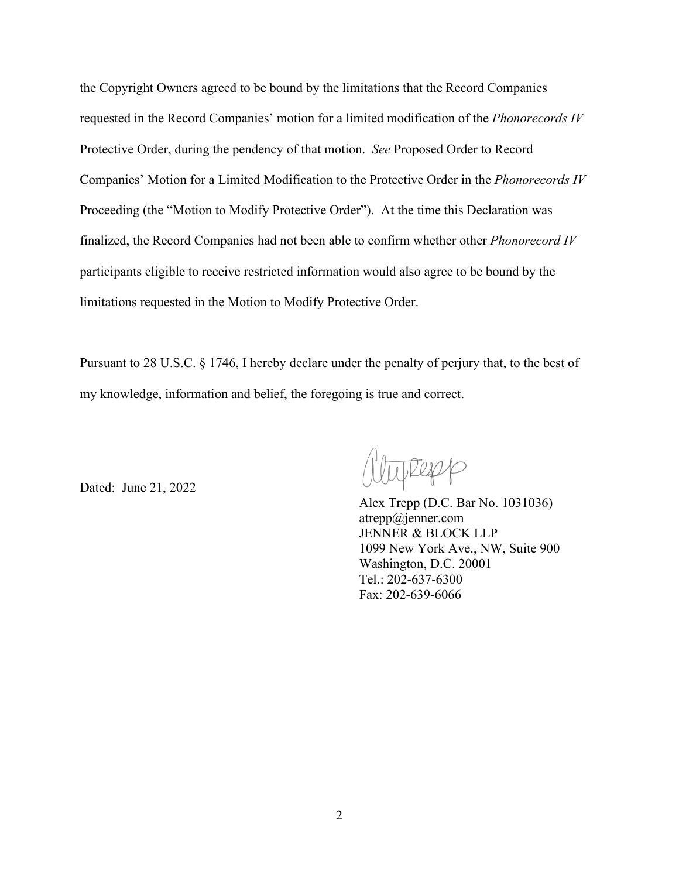the Copyright Owners agreed to be bound by the limitations that the Record Companies requested in the Record Companies' motion for a limited modification of the *Phonorecords IV* Protective Order, during the pendency of that motion. *See* Proposed Order to Record Companies' Motion for a Limited Modification to the Protective Order in the *Phonorecords IV* Proceeding (the "Motion to Modify Protective Order"). At the time this Declaration was finalized, the Record Companies had not been able to confirm whether other *Phonorecord IV* participants eligible to receive restricted information would also agree to be bound by the limitations requested in the Motion to Modify Protective Order.

Pursuant to 28 U.S.C. § 1746, I hereby declare under the penalty of perjury that, to the best of my knowledge, information and belief, the foregoing is true and correct.

Dated: June 21, 2022

Alex Trepp (D.C. Bar No. 1031036)
atrepp@jenner.com
JENNER & BLOCK LLP
1099 New York Ave., NW, Suite 900
Washington, D.C. 20001
Tel.: 202-637-6300
Fax: 202-639-6066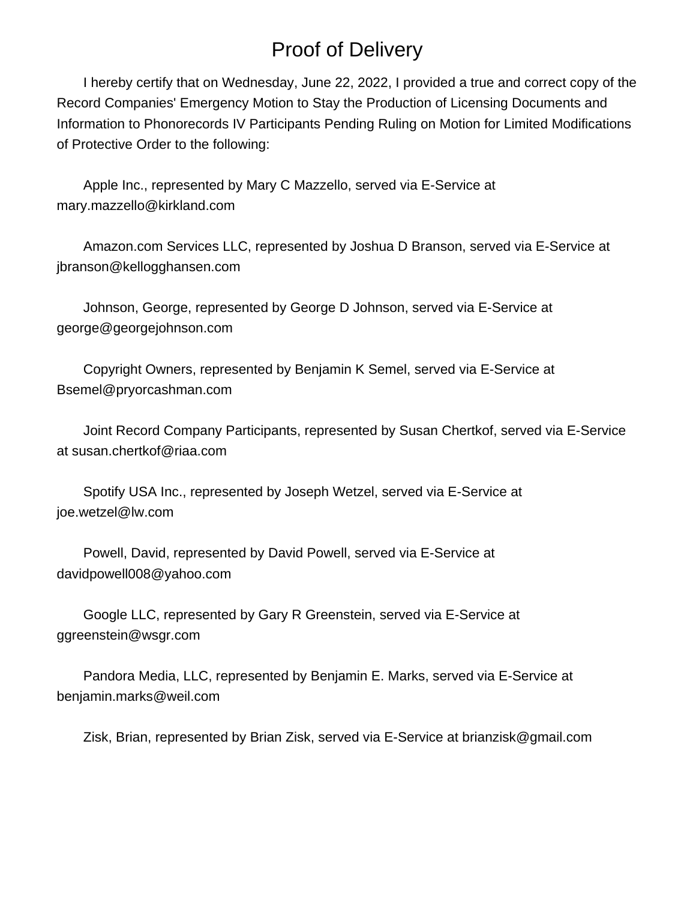# Proof of Delivery

I hereby certify that on Wednesday, June 22, 2022, I provided a true and correct copy of the Record Companies' Emergency Motion to Stay the Production of Licensing Documents and Information to Phonorecords IV Participants Pending Ruling on Motion for Limited Modifications of Protective Order to the following:

Apple Inc., represented by Mary C Mazzello, served via E-Service at mary.mazzello@kirkland.com

Amazon.com Services LLC, represented by Joshua D Branson, served via E-Service at jbranson@kellogghansen.com

Johnson, George, represented by George D Johnson, served via E-Service at george@georgejohnson.com

Copyright Owners, represented by Benjamin K Semel, served via E-Service at Bsemel@pryorcashman.com

Joint Record Company Participants, represented by Susan Chertkof, served via E-Service at susan.chertkof@riaa.com

Spotify USA Inc., represented by Joseph Wetzel, served via E-Service at joe.wetzel@lw.com

Powell, David, represented by David Powell, served via E-Service at davidpowell008@yahoo.com

Google LLC, represented by Gary R Greenstein, served via E-Service at ggreenstein@wsgr.com

Pandora Media, LLC, represented by Benjamin E. Marks, served via E-Service at benjamin.marks@weil.com

Zisk, Brian, represented by Brian Zisk, served via E-Service at brianzisk@gmail.com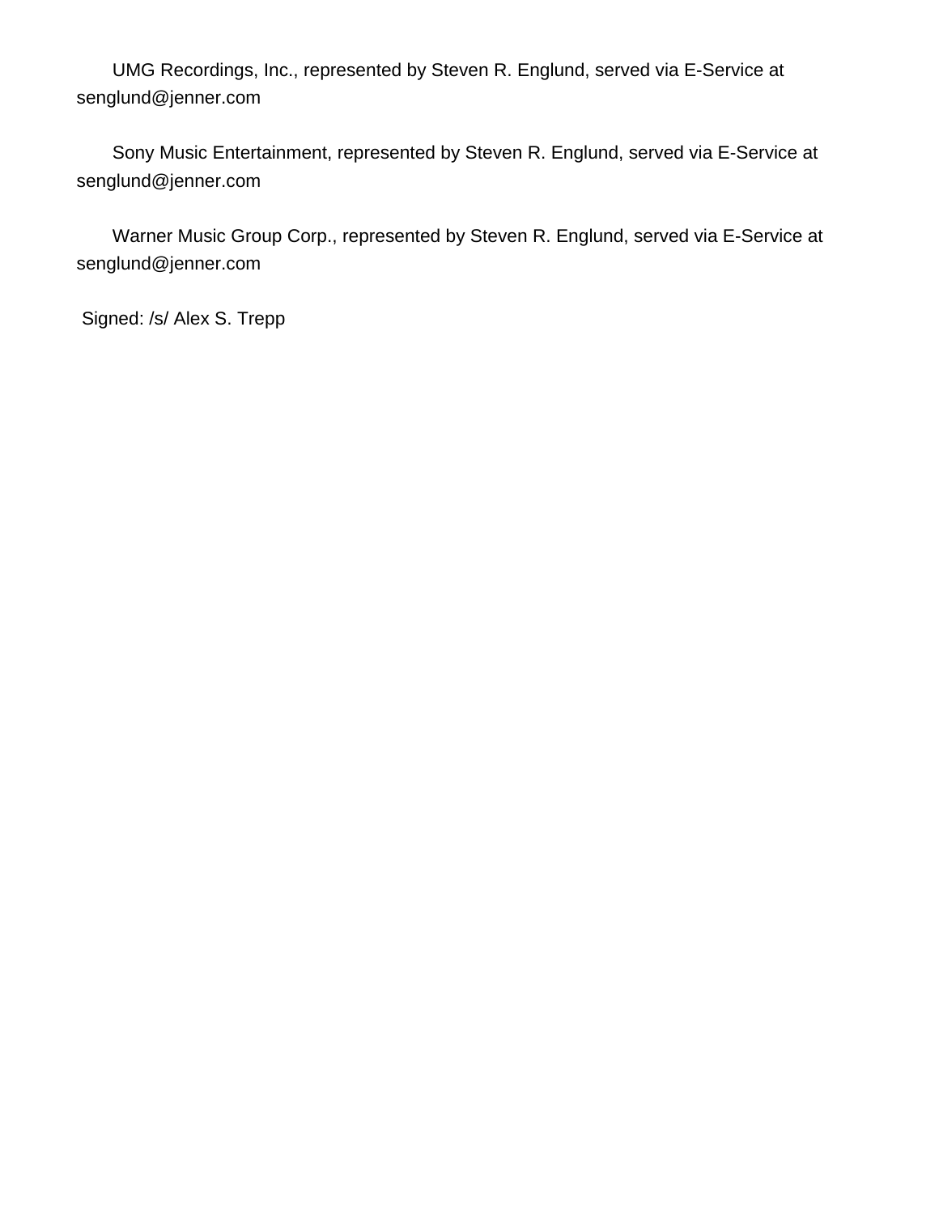UMG Recordings, Inc., represented by Steven R. Englund, served via E-Service at senglund@jenner.com

Sony Music Entertainment, represented by Steven R. Englund, served via E-Service at senglund@jenner.com

Warner Music Group Corp., represented by Steven R. Englund, served via E-Service at senglund@jenner.com

Signed: /s/ Alex S. Trepp